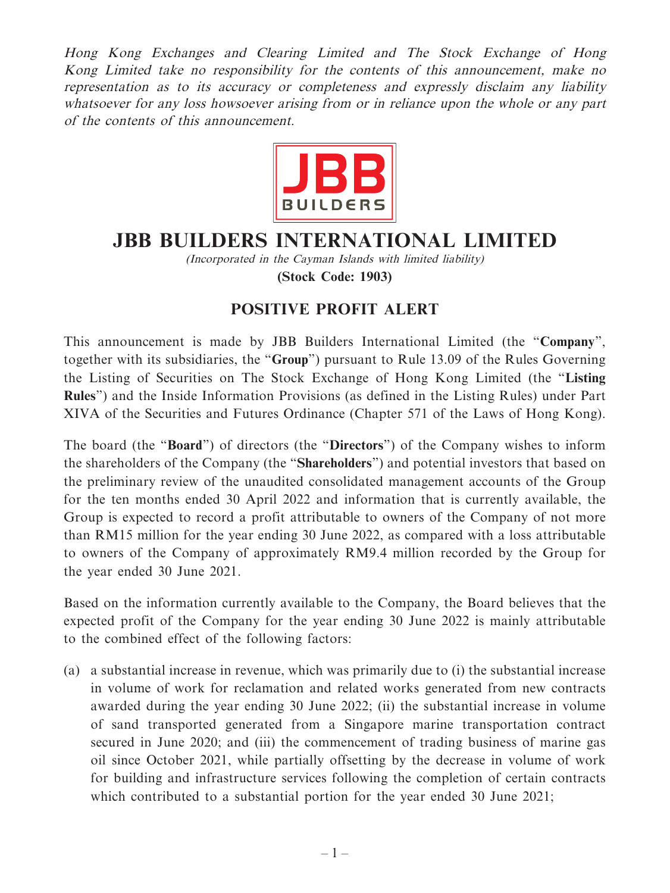*Hong Kong Exchanges and Clearing Limited and The Stock Exchange of Hong Kong Limited take no responsibility for the contents of this announcement, make no representation as to its accuracy or completeness and expressly disclaim any liability whatsoever for any loss howsoever arising from or in reliance upon the whole or any part of the contents of this announcement.*

# JBB BUILDERS INTERNATIONAL LIMITED

*(Incorporated in the Cayman Islands with limited liability)*

**(Stock Code: 1903)**

## POSITIVE PROFIT ALERT

This announcement is made by JBB Builders International Limited (the "**Company**", together with its subsidiaries, the "**Group**") pursuant to Rule 13.09 of the Rules Governing the Listing of Securities on The Stock Exchange of Hong Kong Limited (the "**Listing Rules**") and the Inside Information Provisions (as defined in the Listing Rules) under Part XIVA of the Securities and Futures Ordinance (Chapter 571 of the Laws of Hong Kong).

The board (the "**Board**") of directors (the "**Directors**") of the Company wishes to inform the shareholders of the Company (the "**Shareholders**") and potential investors that based on the preliminary review of the unaudited consolidated management accounts of the Group for the ten months ended 30 April 2022 and information that is currently available, the Group is expected to record a profit attributable to owners of the Company of not more than RM15 million for the year ending 30 June 2022, as compared with a loss attributable to owners of the Company of approximately RM9.4 million recorded by the Group for the year ended 30 June 2021.

Based on the information currently available to the Company, the Board believes that the expected profit of the Company for the year ending 30 June 2022 is mainly attributable to the combined effect of the following factors:

(a) a substantial increase in revenue, which was primarily due to (i) the substantial increase in volume of work for reclamation and related works generated from new contracts awarded during the year ending 30 June 2022; (ii) the substantial increase in volume of sand transported generated from a Singapore marine transportation contract secured in June 2020; and (iii) the commencement of trading business of marine gas oil since October 2021, while partially offsetting by the decrease in volume of work for building and infrastructure services following the completion of certain contracts which contributed to a substantial portion for the year ended 30 June 2021;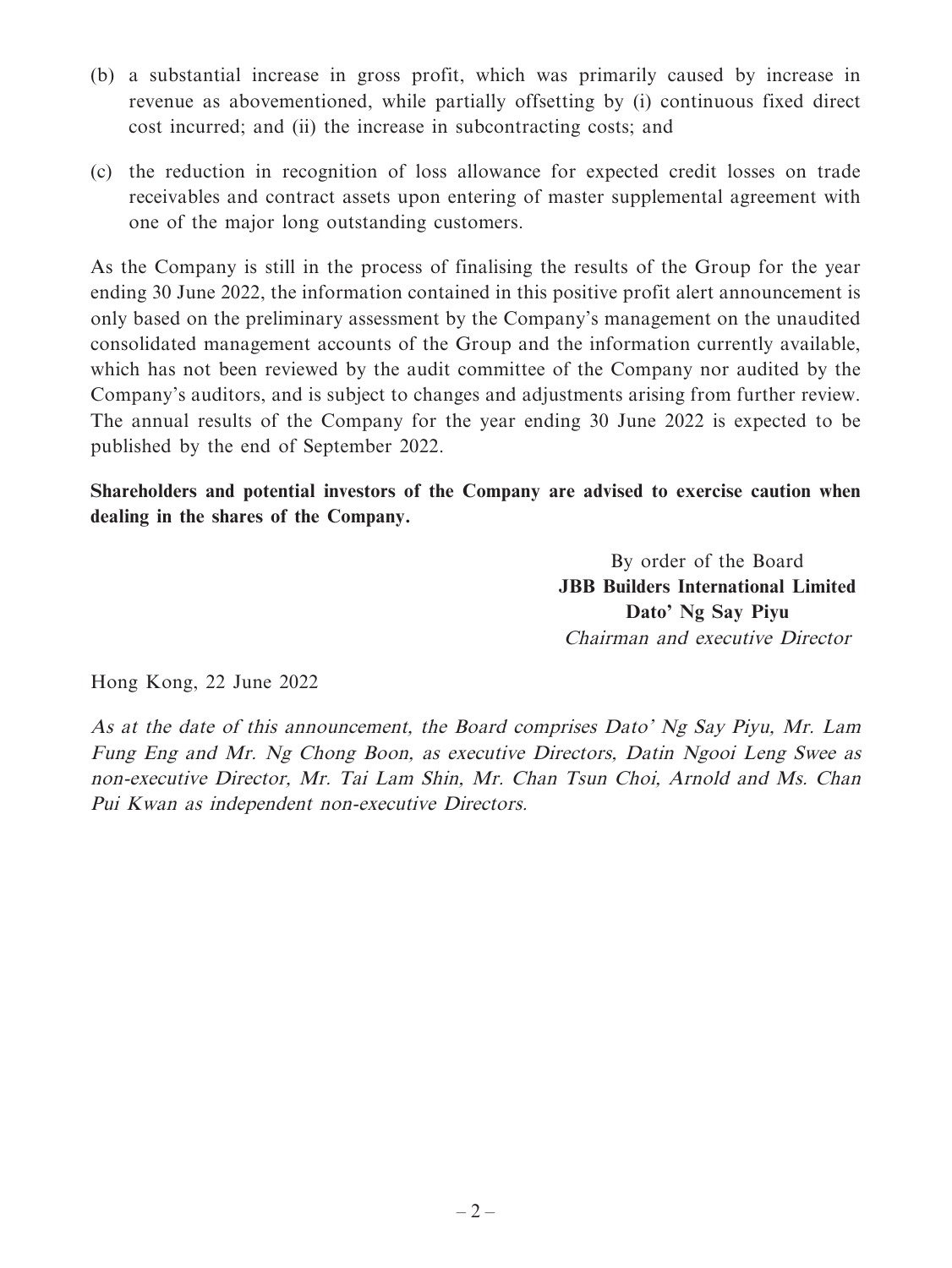(b) a substantial increase in gross profit, which was primarily caused by increase in revenue as abovementioned, while partially offsetting by (i) continuous fixed direct cost incurred; and (ii) the increase in subcontracting costs; and

(c) the reduction in recognition of loss allowance for expected credit losses on trade receivables and contract assets upon entering of master supplemental agreement with one of the major long outstanding customers.

As the Company is still in the process of finalising the results of the Group for the year ending 30 June 2022, the information contained in this positive profit alert announcement is only based on the preliminary assessment by the Company's management on the unaudited consolidated management accounts of the Group and the information currently available, which has not been reviewed by the audit committee of the Company nor audited by the Company's auditors, and is subject to changes and adjustments arising from further review. The annual results of the Company for the year ending 30 June 2022 is expected to be published by the end of September 2022.

**Shareholders and potential investors of the Company are advised to exercise caution when dealing in the shares of the Company.**

By order of the Board
**JBB Builders International Limited**
**Dato' Ng Say Piyu**
*Chairman and executive Director*

Hong Kong, 22 June 2022

*As at the date of this announcement, the Board comprises Dato' Ng Say Piyu, Mr. Lam Fung Eng and Mr. Ng Chong Boon, as executive Directors, Datin Ngooi Leng Swee as non-executive Director, Mr. Tai Lam Shin, Mr. Chan Tsun Choi, Arnold and Ms. Chan Pui Kwan as independent non-executive Directors.*